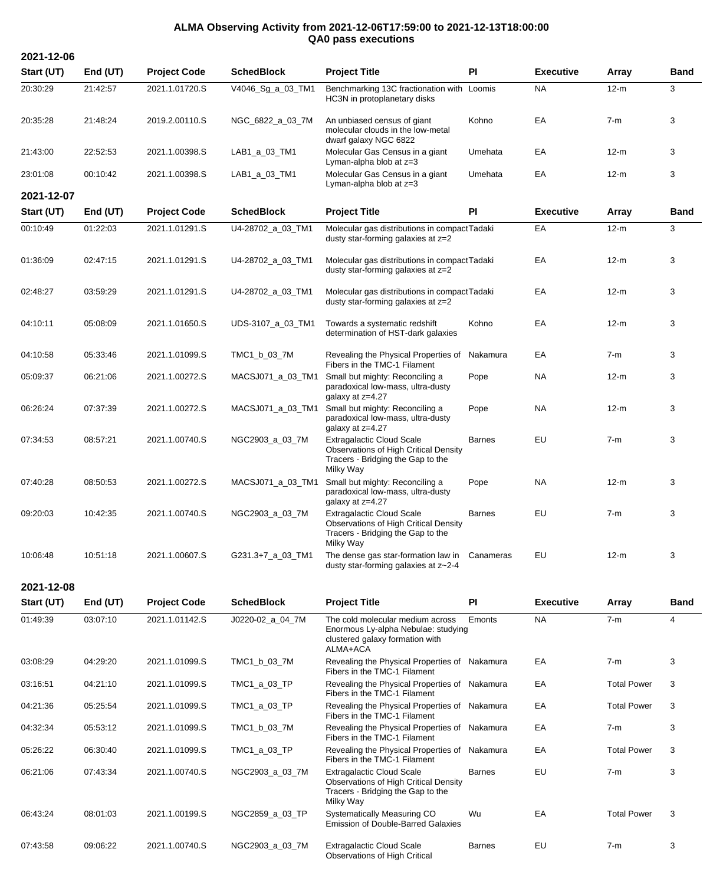# ALMA Observing Activity from 2021-12-06T17:59:00 to 2021-12-13T18:00:00
## QA0 pass executions

**2021-12-06**

| Start (UT) | End (UT) | Project Code | SchedBlock | Project Title | PI | Executive | Array | Band |
|---|---|---|---|---|---|---|---|---|
| 20:30:29 | 21:42:57 | 2021.1.01720.S | V4046_Sg_a_03_TM1 | Benchmarking 13C fractionation with HC3N in protoplanetary disks | Loomis | NA | 12-m | 3 |
| 20:35:28 | 21:48:24 | 2019.2.00110.S | NGC_6822_a_03_7M | An unbiased census of giant molecular clouds in the low-metal dwarf galaxy NGC 6822 | Kohno | EA | 7-m | 3 |
| 21:43:00 | 22:52:53 | 2021.1.00398.S | LAB1_a_03_TM1 | Molecular Gas Census in a giant Lyman-alpha blob at z=3 | Umehata | EA | 12-m | 3 |
| 23:01:08 | 00:10:42 | 2021.1.00398.S | LAB1_a_03_TM1 | Molecular Gas Census in a giant Lyman-alpha blob at z=3 | Umehata | EA | 12-m | 3 |

**2021-12-07**

| Start (UT) | End (UT) | Project Code | SchedBlock | Project Title | PI | Executive | Array | Band |
|---|---|---|---|---|---|---|---|---|
| 00:10:49 | 01:22:03 | 2021.1.01291.S | U4-28702_a_03_TM1 | Molecular gas distributions in compact dusty star-forming galaxies at z=2 | Tadaki | EA | 12-m | 3 |
| 01:36:09 | 02:47:15 | 2021.1.01291.S | U4-28702_a_03_TM1 | Molecular gas distributions in compact dusty star-forming galaxies at z=2 | Tadaki | EA | 12-m | 3 |
| 02:48:27 | 03:59:29 | 2021.1.01291.S | U4-28702_a_03_TM1 | Molecular gas distributions in compact dusty star-forming galaxies at z=2 | Tadaki | EA | 12-m | 3 |
| 04:10:11 | 05:08:09 | 2021.1.01650.S | UDS-3107_a_03_TM1 | Towards a systematic redshift determination of HST-dark galaxies | Kohno | EA | 12-m | 3 |
| 04:10:58 | 05:33:46 | 2021.1.01099.S | TMC1_b_03_7M | Revealing the Physical Properties of Fibers in the TMC-1 Filament | Nakamura | EA | 7-m | 3 |
| 05:09:37 | 06:21:06 | 2021.1.00272.S | MACSJ071_a_03_TM1 | Small but mighty: Reconciling a paradoxical low-mass, ultra-dusty galaxy at z=4.27 | Pope | NA | 12-m | 3 |
| 06:26:24 | 07:37:39 | 2021.1.00272.S | MACSJ071_a_03_TM1 | Small but mighty: Reconciling a paradoxical low-mass, ultra-dusty galaxy at z=4.27 | Pope | NA | 12-m | 3 |
| 07:34:53 | 08:57:21 | 2021.1.00740.S | NGC2903_a_03_7M | Extragalactic Cloud Scale Observations of High Critical Density Tracers - Bridging the Gap to the Milky Way | Barnes | EU | 7-m | 3 |
| 07:40:28 | 08:50:53 | 2021.1.00272.S | MACSJ071_a_03_TM1 | Small but mighty: Reconciling a paradoxical low-mass, ultra-dusty galaxy at z=4.27 | Pope | NA | 12-m | 3 |
| 09:20:03 | 10:42:35 | 2021.1.00740.S | NGC2903_a_03_7M | Extragalactic Cloud Scale Observations of High Critical Density Tracers - Bridging the Gap to the Milky Way | Barnes | EU | 7-m | 3 |
| 10:06:48 | 10:51:18 | 2021.1.00607.S | G231.3+7_a_03_TM1 | The dense gas star-formation law in dusty star-forming galaxies at z~2-4 | Canameras | EU | 12-m | 3 |

**2021-12-08**

| Start (UT) | End (UT) | Project Code | SchedBlock | Project Title | PI | Executive | Array | Band |
|---|---|---|---|---|---|---|---|---|
| 01:49:39 | 03:07:10 | 2021.1.01142.S | J0220-02_a_04_7M | The cold molecular medium across Enormous Ly-alpha Nebulae: studying clustered galaxy formation with ALMA+ACA | Emonts | NA | 7-m | 4 |
| 03:08:29 | 04:29:20 | 2021.1.01099.S | TMC1_b_03_7M | Revealing the Physical Properties of Fibers in the TMC-1 Filament | Nakamura | EA | 7-m | 3 |
| 03:16:51 | 04:21:10 | 2021.1.01099.S | TMC1_a_03_TP | Revealing the Physical Properties of Fibers in the TMC-1 Filament | Nakamura | EA | Total Power | 3 |
| 04:21:36 | 05:25:54 | 2021.1.01099.S | TMC1_a_03_TP | Revealing the Physical Properties of Fibers in the TMC-1 Filament | Nakamura | EA | Total Power | 3 |
| 04:32:34 | 05:53:12 | 2021.1.01099.S | TMC1_b_03_7M | Revealing the Physical Properties of Fibers in the TMC-1 Filament | Nakamura | EA | 7-m | 3 |
| 05:26:22 | 06:30:40 | 2021.1.01099.S | TMC1_a_03_TP | Revealing the Physical Properties of Fibers in the TMC-1 Filament | Nakamura | EA | Total Power | 3 |
| 06:21:06 | 07:43:34 | 2021.1.00740.S | NGC2903_a_03_7M | Extragalactic Cloud Scale Observations of High Critical Density Tracers - Bridging the Gap to the Milky Way | Barnes | EU | 7-m | 3 |
| 06:43:24 | 08:01:03 | 2021.1.00199.S | NGC2859_a_03_TP | Systematically Measuring CO Emission of Double-Barred Galaxies | Wu | EA | Total Power | 3 |
| 07:43:58 | 09:06:22 | 2021.1.00740.S | NGC2903_a_03_7M | Extragalactic Cloud Scale Observations of High Critical | Barnes | EU | 7-m | 3 |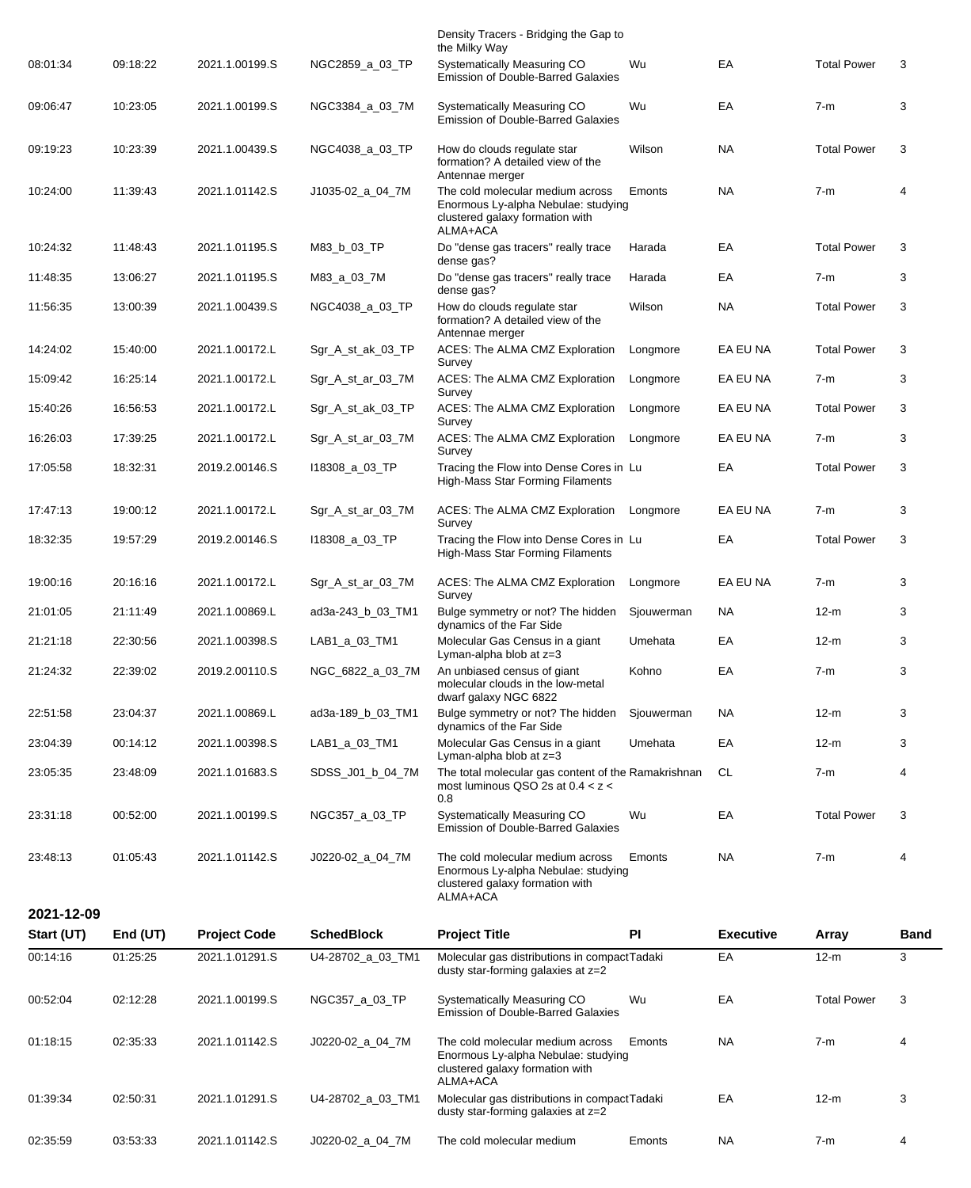| Start (UT) | End (UT) | Project Code | SchedBlock | Project Title | PI | Executive | Array | Band |
|---|---|---|---|---|---|---|---|---|
| | | | | Density Tracers - Bridging the Gap to the Milky Way | | | | |
| 08:01:34 | 09:18:22 | 2021.1.00199.S | NGC2859_a_03_TP | Systematically Measuring CO Emission of Double-Barred Galaxies | Wu | EA | Total Power | 3 |
| 09:06:47 | 10:23:05 | 2021.1.00199.S | NGC3384_a_03_7M | Systematically Measuring CO Emission of Double-Barred Galaxies | Wu | EA | 7-m | 3 |
| 09:19:23 | 10:23:39 | 2021.1.00439.S | NGC4038_a_03_TP | How do clouds regulate star formation? A detailed view of the Antennae merger | Wilson | NA | Total Power | 3 |
| 10:24:00 | 11:39:43 | 2021.1.01142.S | J1035-02_a_04_7M | The cold molecular medium across Enormous Ly-alpha Nebulae: studying clustered galaxy formation with ALMA+ACA | Emonts | NA | 7-m | 4 |
| 10:24:32 | 11:48:43 | 2021.1.01195.S | M83_b_03_TP | Do "dense gas tracers" really trace dense gas? | Harada | EA | Total Power | 3 |
| 11:48:35 | 13:06:27 | 2021.1.01195.S | M83_a_03_7M | Do "dense gas tracers" really trace dense gas? | Harada | EA | 7-m | 3 |
| 11:56:35 | 13:00:39 | 2021.1.00439.S | NGC4038_a_03_TP | How do clouds regulate star formation? A detailed view of the Antennae merger | Wilson | NA | Total Power | 3 |
| 14:24:02 | 15:40:00 | 2021.1.00172.L | Sgr_A_st_ak_03_TP | ACES: The ALMA CMZ Exploration Survey | Longmore | EA EU NA | Total Power | 3 |
| 15:09:42 | 16:25:14 | 2021.1.00172.L | Sgr_A_st_ar_03_7M | ACES: The ALMA CMZ Exploration Survey | Longmore | EA EU NA | 7-m | 3 |
| 15:40:26 | 16:56:53 | 2021.1.00172.L | Sgr_A_st_ak_03_TP | ACES: The ALMA CMZ Exploration Survey | Longmore | EA EU NA | Total Power | 3 |
| 16:26:03 | 17:39:25 | 2021.1.00172.L | Sgr_A_st_ar_03_7M | ACES: The ALMA CMZ Exploration Survey | Longmore | EA EU NA | 7-m | 3 |
| 17:05:58 | 18:32:31 | 2019.2.00146.S | I18308_a_03_TP | Tracing the Flow into Dense Cores in High-Mass Star Forming Filaments | Lu | EA | Total Power | 3 |
| 17:47:13 | 19:00:12 | 2021.1.00172.L | Sgr_A_st_ar_03_7M | ACES: The ALMA CMZ Exploration Survey | Longmore | EA EU NA | 7-m | 3 |
| 18:32:35 | 19:57:29 | 2019.2.00146.S | I18308_a_03_TP | Tracing the Flow into Dense Cores in High-Mass Star Forming Filaments | Lu | EA | Total Power | 3 |
| 19:00:16 | 20:16:16 | 2021.1.00172.L | Sgr_A_st_ar_03_7M | ACES: The ALMA CMZ Exploration Survey | Longmore | EA EU NA | 7-m | 3 |
| 21:01:05 | 21:11:49 | 2021.1.00869.L | ad3a-243_b_03_TM1 | Bulge symmetry or not? The hidden dynamics of the Far Side | Sjouwerman | NA | 12-m | 3 |
| 21:21:18 | 22:30:56 | 2021.1.00398.S | LAB1_a_03_TM1 | Molecular Gas Census in a giant Lyman-alpha blob at z=3 | Umehata | EA | 12-m | 3 |
| 21:24:32 | 22:39:02 | 2019.2.00110.S | NGC_6822_a_03_7M | An unbiased census of giant molecular clouds in the low-metal dwarf galaxy NGC 6822 | Kohno | EA | 7-m | 3 |
| 22:51:58 | 23:04:37 | 2021.1.00869.L | ad3a-189_b_03_TM1 | Bulge symmetry or not? The hidden dynamics of the Far Side | Sjouwerman | NA | 12-m | 3 |
| 23:04:39 | 00:14:12 | 2021.1.00398.S | LAB1_a_03_TM1 | Molecular Gas Census in a giant Lyman-alpha blob at z=3 | Umehata | EA | 12-m | 3 |
| 23:05:35 | 23:48:09 | 2021.1.01683.S | SDSS_J01_b_04_7M | The total molecular gas content of the most luminous QSO 2s at 0.4 < z < 0.8 | Ramakrishnan | CL | 7-m | 4 |
| 23:31:18 | 00:52:00 | 2021.1.00199.S | NGC357_a_03_TP | Systematically Measuring CO Emission of Double-Barred Galaxies | Wu | EA | Total Power | 3 |
| 23:48:13 | 01:05:43 | 2021.1.01142.S | J0220-02_a_04_7M | The cold molecular medium across Enormous Ly-alpha Nebulae: studying clustered galaxy formation with ALMA+ACA | Emonts | NA | 7-m | 4 |

## 2021-12-09

| Start (UT) | End (UT) | Project Code | SchedBlock | Project Title | PI | Executive | Array | Band |
|---|---|---|---|---|---|---|---|---|
| 00:14:16 | 01:25:25 | 2021.1.01291.S | U4-28702_a_03_TM1 | Molecular gas distributions in compact dusty star-forming galaxies at z=2 | Tadaki | EA | 12-m | 3 |
| 00:52:04 | 02:12:28 | 2021.1.00199.S | NGC357_a_03_TP | Systematically Measuring CO Emission of Double-Barred Galaxies | Wu | EA | Total Power | 3 |
| 01:18:15 | 02:35:33 | 2021.1.01142.S | J0220-02_a_04_7M | The cold molecular medium across Enormous Ly-alpha Nebulae: studying clustered galaxy formation with ALMA+ACA | Emonts | NA | 7-m | 4 |
| 01:39:34 | 02:50:31 | 2021.1.01291.S | U4-28702_a_03_TM1 | Molecular gas distributions in compact dusty star-forming galaxies at z=2 | Tadaki | EA | 12-m | 3 |
| 02:35:59 | 03:53:33 | 2021.1.01142.S | J0220-02_a_04_7M | The cold molecular medium | Emonts | NA | 7-m | 4 |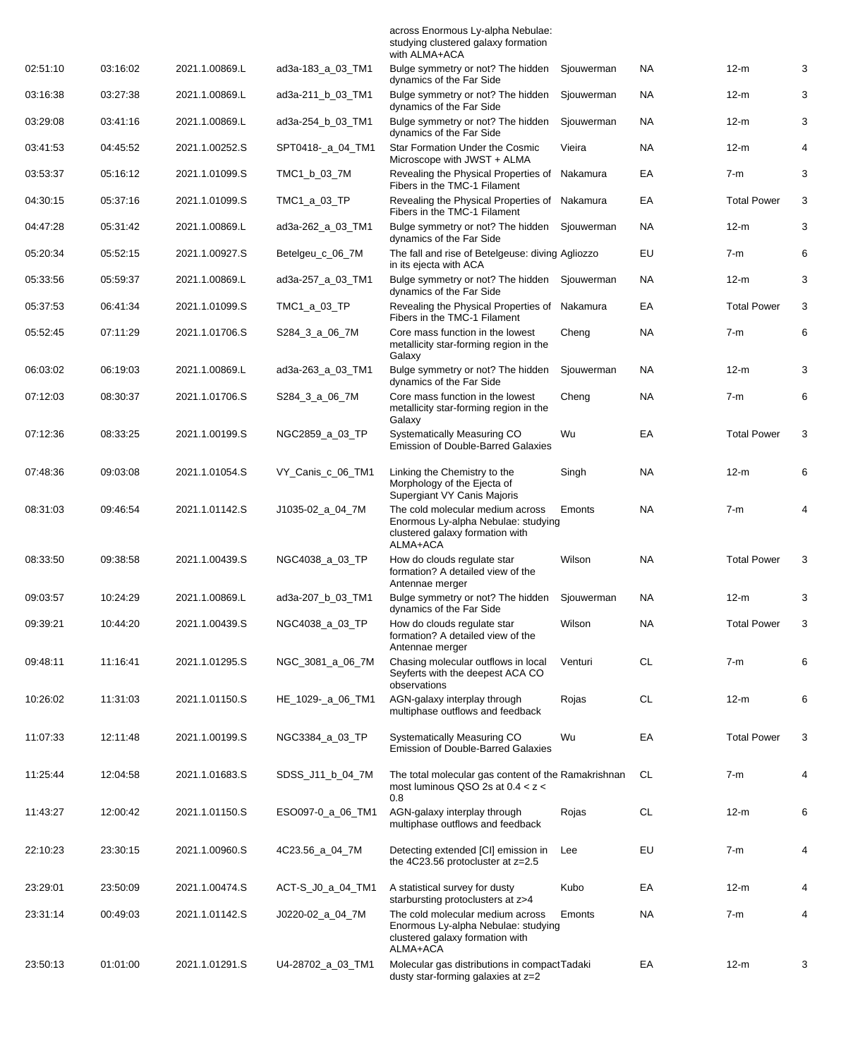| | | | | across Enormous Ly-alpha Nebulae: studying clustered galaxy formation with ALMA+ACA | | | | |
|---|---|---|---|---|---|---|---|---|
| 02:51:10 | 03:16:02 | 2021.1.00869.L | ad3a-183_a_03_TM1 | Bulge symmetry or not? The hidden dynamics of the Far Side | Sjouwerman | NA | 12-m | 3 |
| 03:16:38 | 03:27:38 | 2021.1.00869.L | ad3a-211_b_03_TM1 | Bulge symmetry or not? The hidden dynamics of the Far Side | Sjouwerman | NA | 12-m | 3 |
| 03:29:08 | 03:41:16 | 2021.1.00869.L | ad3a-254_b_03_TM1 | Bulge symmetry or not? The hidden dynamics of the Far Side | Sjouwerman | NA | 12-m | 3 |
| 03:41:53 | 04:45:52 | 2021.1.00252.S | SPT0418-_a_04_TM1 | Star Formation Under the Cosmic Microscope with JWST + ALMA | Vieira | NA | 12-m | 4 |
| 03:53:37 | 05:16:12 | 2021.1.01099.S | TMC1_b_03_7M | Revealing the Physical Properties of Fibers in the TMC-1 Filament | Nakamura | EA | 7-m | 3 |
| 04:30:15 | 05:37:16 | 2021.1.01099.S | TMC1_a_03_TP | Revealing the Physical Properties of Fibers in the TMC-1 Filament | Nakamura | EA | Total Power | 3 |
| 04:47:28 | 05:31:42 | 2021.1.00869.L | ad3a-262_a_03_TM1 | Bulge symmetry or not? The hidden dynamics of the Far Side | Sjouwerman | NA | 12-m | 3 |
| 05:20:34 | 05:52:15 | 2021.1.00927.S | Betelgeu_c_06_7M | The fall and rise of Betelgeuse: diving in its ejecta with ACA | Agliozzo | EU | 7-m | 6 |
| 05:33:56 | 05:59:37 | 2021.1.00869.L | ad3a-257_a_03_TM1 | Bulge symmetry or not? The hidden dynamics of the Far Side | Sjouwerman | NA | 12-m | 3 |
| 05:37:53 | 06:41:34 | 2021.1.01099.S | TMC1_a_03_TP | Revealing the Physical Properties of Fibers in the TMC-1 Filament | Nakamura | EA | Total Power | 3 |
| 05:52:45 | 07:11:29 | 2021.1.01706.S | S284_3_a_06_7M | Core mass function in the lowest metallicity star-forming region in the Galaxy | Cheng | NA | 7-m | 6 |
| 06:03:02 | 06:19:03 | 2021.1.00869.L | ad3a-263_a_03_TM1 | Bulge symmetry or not? The hidden dynamics of the Far Side | Sjouwerman | NA | 12-m | 3 |
| 07:12:03 | 08:30:37 | 2021.1.01706.S | S284_3_a_06_7M | Core mass function in the lowest metallicity star-forming region in the Galaxy | Cheng | NA | 7-m | 6 |
| 07:12:36 | 08:33:25 | 2021.1.00199.S | NGC2859_a_03_TP | Systematically Measuring CO Emission of Double-Barred Galaxies | Wu | EA | Total Power | 3 |
| 07:48:36 | 09:03:08 | 2021.1.01054.S | VY_Canis_c_06_TM1 | Linking the Chemistry to the Morphology of the Ejecta of Supergiant VY Canis Majoris | Singh | NA | 12-m | 6 |
| 08:31:03 | 09:46:54 | 2021.1.01142.S | J1035-02_a_04_7M | The cold molecular medium across Enormous Ly-alpha Nebulae: studying clustered galaxy formation with ALMA+ACA | Emonts | NA | 7-m | 4 |
| 08:33:50 | 09:38:58 | 2021.1.00439.S | NGC4038_a_03_TP | How do clouds regulate star formation? A detailed view of the Antennae merger | Wilson | NA | Total Power | 3 |
| 09:03:57 | 10:24:29 | 2021.1.00869.L | ad3a-207_b_03_TM1 | Bulge symmetry or not? The hidden dynamics of the Far Side | Sjouwerman | NA | 12-m | 3 |
| 09:39:21 | 10:44:20 | 2021.1.00439.S | NGC4038_a_03_TP | How do clouds regulate star formation? A detailed view of the Antennae merger | Wilson | NA | Total Power | 3 |
| 09:48:11 | 11:16:41 | 2021.1.01295.S | NGC_3081_a_06_7M | Chasing molecular outflows in local Seyferts with the deepest ACA CO observations | Venturi | CL | 7-m | 6 |
| 10:26:02 | 11:31:03 | 2021.1.01150.S | HE_1029-_a_06_TM1 | AGN-galaxy interplay through multiphase outflows and feedback | Rojas | CL | 12-m | 6 |
| 11:07:33 | 12:11:48 | 2021.1.00199.S | NGC3384_a_03_TP | Systematically Measuring CO Emission of Double-Barred Galaxies | Wu | EA | Total Power | 3 |
| 11:25:44 | 12:04:58 | 2021.1.01683.S | SDSS_J11_b_04_7M | The total molecular gas content of the most luminous QSO 2s at 0.4 < z < 0.8 | Ramakrishnan | CL | 7-m | 4 |
| 11:43:27 | 12:00:42 | 2021.1.01150.S | ESO097-0_a_06_TM1 | AGN-galaxy interplay through multiphase outflows and feedback | Rojas | CL | 12-m | 6 |
| 22:10:23 | 23:30:15 | 2021.1.00960.S | 4C23.56_a_04_7M | Detecting extended [CI] emission in the 4C23.56 protocluster at z=2.5 | Lee | EU | 7-m | 4 |
| 23:29:01 | 23:50:09 | 2021.1.00474.S | ACT-S_J0_a_04_TM1 | A statistical survey for dusty starbursting protoclusters at z>4 | Kubo | EA | 12-m | 4 |
| 23:31:14 | 00:49:03 | 2021.1.01142.S | J0220-02_a_04_7M | The cold molecular medium across Enormous Ly-alpha Nebulae: studying clustered galaxy formation with ALMA+ACA | Emonts | NA | 7-m | 4 |
| 23:50:13 | 01:01:00 | 2021.1.01291.S | U4-28702_a_03_TM1 | Molecular gas distributions in compact dusty star-forming galaxies at z=2 | Tadaki | EA | 12-m | 3 |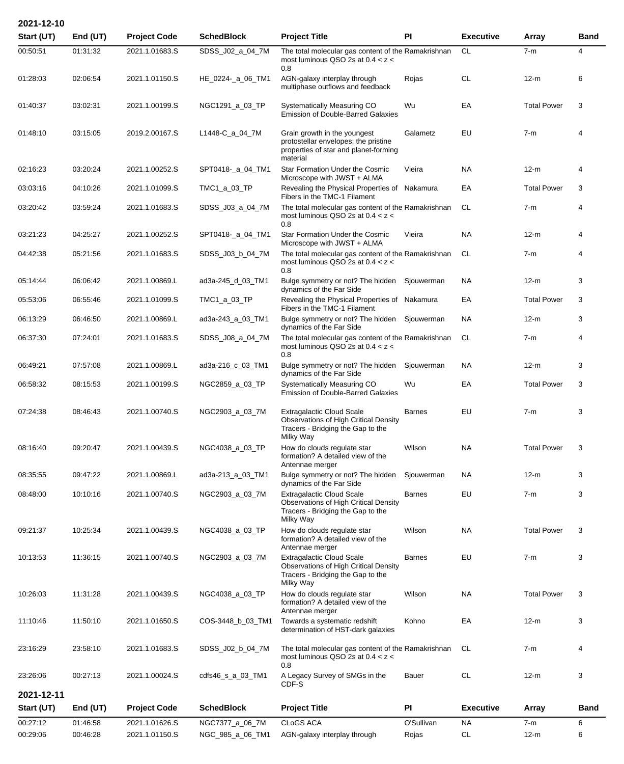**2021-12-10**

| Start (UT) | End (UT) | Project Code | SchedBlock | Project Title | PI | Executive | Array | Band |
|---|---|---|---|---|---|---|---|---|
| 00:50:51 | 01:31:32 | 2021.1.01683.S | SDSS_J02_a_04_7M | The total molecular gas content of the most luminous QSO 2s at 0.4 < z < 0.8 | Ramakrishnan | CL | 7-m | 4 |
| 01:28:03 | 02:06:54 | 2021.1.01150.S | HE_0224-_a_06_TM1 | AGN-galaxy interplay through multiphase outflows and feedback | Rojas | CL | 12-m | 6 |
| 01:40:37 | 03:02:31 | 2021.1.00199.S | NGC1291_a_03_TP | Systematically Measuring CO Emission of Double-Barred Galaxies | Wu | EA | Total Power | 3 |
| 01:48:10 | 03:15:05 | 2019.2.00167.S | L1448-C_a_04_7M | Grain growth in the youngest protostellar envelopes: the pristine properties of star and planet-forming material | Galametz | EU | 7-m | 4 |
| 02:16:23 | 03:20:24 | 2021.1.00252.S | SPT0418-_a_04_TM1 | Star Formation Under the Cosmic Microscope with JWST + ALMA | Vieira | NA | 12-m | 4 |
| 03:03:16 | 04:10:26 | 2021.1.01099.S | TMC1_a_03_TP | Revealing the Physical Properties of Fibers in the TMC-1 Filament | Nakamura | EA | Total Power | 3 |
| 03:20:42 | 03:59:24 | 2021.1.01683.S | SDSS_J03_a_04_7M | The total molecular gas content of the most luminous QSO 2s at 0.4 < z < 0.8 | Ramakrishnan | CL | 7-m | 4 |
| 03:21:23 | 04:25:27 | 2021.1.00252.S | SPT0418-_a_04_TM1 | Star Formation Under the Cosmic Microscope with JWST + ALMA | Vieira | NA | 12-m | 4 |
| 04:42:38 | 05:21:56 | 2021.1.01683.S | SDSS_J03_b_04_7M | The total molecular gas content of the most luminous QSO 2s at 0.4 < z < 0.8 | Ramakrishnan | CL | 7-m | 4 |
| 05:14:44 | 06:06:42 | 2021.1.00869.L | ad3a-245_d_03_TM1 | Bulge symmetry or not? The hidden dynamics of the Far Side | Sjouwerman | NA | 12-m | 3 |
| 05:53:06 | 06:55:46 | 2021.1.01099.S | TMC1_a_03_TP | Revealing the Physical Properties of Fibers in the TMC-1 Filament | Nakamura | EA | Total Power | 3 |
| 06:13:29 | 06:46:50 | 2021.1.00869.L | ad3a-243_a_03_TM1 | Bulge symmetry or not? The hidden dynamics of the Far Side | Sjouwerman | NA | 12-m | 3 |
| 06:37:30 | 07:24:01 | 2021.1.01683.S | SDSS_J08_a_04_7M | The total molecular gas content of the most luminous QSO 2s at 0.4 < z < 0.8 | Ramakrishnan | CL | 7-m | 4 |
| 06:49:21 | 07:57:08 | 2021.1.00869.L | ad3a-216_c_03_TM1 | Bulge symmetry or not? The hidden dynamics of the Far Side | Sjouwerman | NA | 12-m | 3 |
| 06:58:32 | 08:15:53 | 2021.1.00199.S | NGC2859_a_03_TP | Systematically Measuring CO Emission of Double-Barred Galaxies | Wu | EA | Total Power | 3 |
| 07:24:38 | 08:46:43 | 2021.1.00740.S | NGC2903_a_03_7M | Extragalactic Cloud Scale Observations of High Critical Density Tracers - Bridging the Gap to the Milky Way | Barnes | EU | 7-m | 3 |
| 08:16:40 | 09:20:47 | 2021.1.00439.S | NGC4038_a_03_TP | How do clouds regulate star formation? A detailed view of the Antennae merger | Wilson | NA | Total Power | 3 |
| 08:35:55 | 09:47:22 | 2021.1.00869.L | ad3a-213_a_03_TM1 | Bulge symmetry or not? The hidden dynamics of the Far Side | Sjouwerman | NA | 12-m | 3 |
| 08:48:00 | 10:10:16 | 2021.1.00740.S | NGC2903_a_03_7M | Extragalactic Cloud Scale Observations of High Critical Density Tracers - Bridging the Gap to the Milky Way | Barnes | EU | 7-m | 3 |
| 09:21:37 | 10:25:34 | 2021.1.00439.S | NGC4038_a_03_TP | How do clouds regulate star formation? A detailed view of the Antennae merger | Wilson | NA | Total Power | 3 |
| 10:13:53 | 11:36:15 | 2021.1.00740.S | NGC2903_a_03_7M | Extragalactic Cloud Scale Observations of High Critical Density Tracers - Bridging the Gap to the Milky Way | Barnes | EU | 7-m | 3 |
| 10:26:03 | 11:31:28 | 2021.1.00439.S | NGC4038_a_03_TP | How do clouds regulate star formation? A detailed view of the Antennae merger | Wilson | NA | Total Power | 3 |
| 11:10:46 | 11:50:10 | 2021.1.01650.S | COS-3448_b_03_TM1 | Towards a systematic redshift determination of HST-dark galaxies | Kohno | EA | 12-m | 3 |
| 23:16:29 | 23:58:10 | 2021.1.01683.S | SDSS_J02_b_04_7M | The total molecular gas content of the most luminous QSO 2s at 0.4 < z < 0.8 | Ramakrishnan | CL | 7-m | 4 |
| 23:26:06 | 00:27:13 | 2021.1.00024.S | cdfs46_s_a_03_TM1 | A Legacy Survey of SMGs in the CDF-S | Bauer | CL | 12-m | 3 |

**2021-12-11**

| Start (UT) | End (UT) | Project Code | SchedBlock | Project Title | PI | Executive | Array | Band |
|---|---|---|---|---|---|---|---|---|
| 00:27:12 | 01:46:58 | 2021.1.01626.S | NGC7377_a_06_7M | CLoGS ACA | O'Sullivan | NA | 7-m | 6 |
| 00:29:06 | 00:46:28 | 2021.1.01150.S | NGC_985_a_06_TM1 | AGN-galaxy interplay through | Rojas | CL | 12-m | 6 |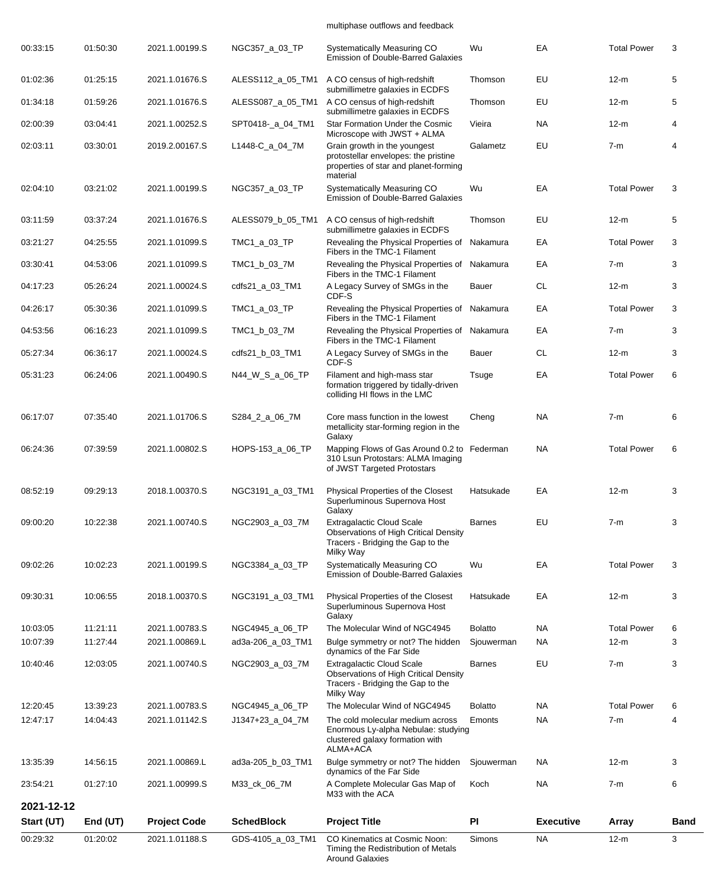| | | | | multiphase outflows and feedback | | | | |
|---|---|---|---|---|---|---|---|---|
| 00:33:15 | 01:50:30 | 2021.1.00199.S | NGC357_a_03_TP | Systematically Measuring CO Emission of Double-Barred Galaxies | Wu | EA | Total Power | 3 |
| 01:02:36 | 01:25:15 | 2021.1.01676.S | ALESS112_a_05_TM1 | A CO census of high-redshift submillimetre galaxies in ECDFS | Thomson | EU | 12-m | 5 |
| 01:34:18 | 01:59:26 | 2021.1.01676.S | ALESS087_a_05_TM1 | A CO census of high-redshift submillimetre galaxies in ECDFS | Thomson | EU | 12-m | 5 |
| 02:00:39 | 03:04:41 | 2021.1.00252.S | SPT0418-_a_04_TM1 | Star Formation Under the Cosmic Microscope with JWST + ALMA | Vieira | NA | 12-m | 4 |
| 02:03:11 | 03:30:01 | 2019.2.00167.S | L1448-C_a_04_7M | Grain growth in the youngest protostellar envelopes: the pristine properties of star and planet-forming material | Galametz | EU | 7-m | 4 |
| 02:04:10 | 03:21:02 | 2021.1.00199.S | NGC357_a_03_TP | Systematically Measuring CO Emission of Double-Barred Galaxies | Wu | EA | Total Power | 3 |
| 03:11:59 | 03:37:24 | 2021.1.01676.S | ALESS079_b_05_TM1 | A CO census of high-redshift submillimetre galaxies in ECDFS | Thomson | EU | 12-m | 5 |
| 03:21:27 | 04:25:55 | 2021.1.01099.S | TMC1_a_03_TP | Revealing the Physical Properties of Fibers in the TMC-1 Filament | Nakamura | EA | Total Power | 3 |
| 03:30:41 | 04:53:06 | 2021.1.01099.S | TMC1_b_03_7M | Revealing the Physical Properties of Fibers in the TMC-1 Filament | Nakamura | EA | 7-m | 3 |
| 04:17:23 | 05:26:24 | 2021.1.00024.S | cdfs21_a_03_TM1 | A Legacy Survey of SMGs in the CDF-S | Bauer | CL | 12-m | 3 |
| 04:26:17 | 05:30:36 | 2021.1.01099.S | TMC1_a_03_TP | Revealing the Physical Properties of Fibers in the TMC-1 Filament | Nakamura | EA | Total Power | 3 |
| 04:53:56 | 06:16:23 | 2021.1.01099.S | TMC1_b_03_7M | Revealing the Physical Properties of Fibers in the TMC-1 Filament | Nakamura | EA | 7-m | 3 |
| 05:27:34 | 06:36:17 | 2021.1.00024.S | cdfs21_b_03_TM1 | A Legacy Survey of SMGs in the CDF-S | Bauer | CL | 12-m | 3 |
| 05:31:23 | 06:24:06 | 2021.1.00490.S | N44_W_S_a_06_TP | Filament and high-mass star formation triggered by tidally-driven colliding HI flows in the LMC | Tsuge | EA | Total Power | 6 |
| 06:17:07 | 07:35:40 | 2021.1.01706.S | S284_2_a_06_7M | Core mass function in the lowest metallicity star-forming region in the Galaxy | Cheng | NA | 7-m | 6 |
| 06:24:36 | 07:39:59 | 2021.1.00802.S | HOPS-153_a_06_TP | Mapping Flows of Gas Around 0.2 to 310 Lsun Protostars: ALMA Imaging of JWST Targeted Protostars | Federman | NA | Total Power | 6 |
| 08:52:19 | 09:29:13 | 2018.1.00370.S | NGC3191_a_03_TM1 | Physical Properties of the Closest Superluminous Supernova Host Galaxy | Hatsukade | EA | 12-m | 3 |
| 09:00:20 | 10:22:38 | 2021.1.00740.S | NGC2903_a_03_7M | Extragalactic Cloud Scale Observations of High Critical Density Tracers - Bridging the Gap to the Milky Way | Barnes | EU | 7-m | 3 |
| 09:02:26 | 10:02:23 | 2021.1.00199.S | NGC3384_a_03_TP | Systematically Measuring CO Emission of Double-Barred Galaxies | Wu | EA | Total Power | 3 |
| 09:30:31 | 10:06:55 | 2018.1.00370.S | NGC3191_a_03_TM1 | Physical Properties of the Closest Superluminous Supernova Host Galaxy | Hatsukade | EA | 12-m | 3 |
| 10:03:05 | 11:21:11 | 2021.1.00783.S | NGC4945_a_06_TP | The Molecular Wind of NGC4945 | Bolatto | NA | Total Power | 6 |
| 10:07:39 | 11:27:44 | 2021.1.00869.L | ad3a-206_a_03_TM1 | Bulge symmetry or not? The hidden dynamics of the Far Side | Sjouwerman | NA | 12-m | 3 |
| 10:40:46 | 12:03:05 | 2021.1.00740.S | NGC2903_a_03_7M | Extragalactic Cloud Scale Observations of High Critical Density Tracers - Bridging the Gap to the Milky Way | Barnes | EU | 7-m | 3 |
| 12:20:45 | 13:39:23 | 2021.1.00783.S | NGC4945_a_06_TP | The Molecular Wind of NGC4945 | Bolatto | NA | Total Power | 6 |
| 12:47:17 | 14:04:43 | 2021.1.01142.S | J1347+23_a_04_7M | The cold molecular medium across Enormous Ly-alpha Nebulae: studying clustered galaxy formation with ALMA+ACA | Emonts | NA | 7-m | 4 |
| 13:35:39 | 14:56:15 | 2021.1.00869.L | ad3a-205_b_03_TM1 | Bulge symmetry or not? The hidden dynamics of the Far Side | Sjouwerman | NA | 12-m | 3 |
| 23:54:21 | 01:27:10 | 2021.1.00999.S | M33_ck_06_7M | A Complete Molecular Gas Map of M33 with the ACA | Koch | NA | 7-m | 6 |

**2021-12-12**

| Start (UT) | End (UT) | Project Code | SchedBlock | Project Title | PI | Executive | Array | Band |
|---|---|---|---|---|---|---|---|---|
| 00:29:32 | 01:20:02 | 2021.1.01188.S | GDS-4105_a_03_TM1 | CO Kinematics at Cosmic Noon: Timing the Redistribution of Metals Around Galaxies | Simons | NA | 12-m | 3 |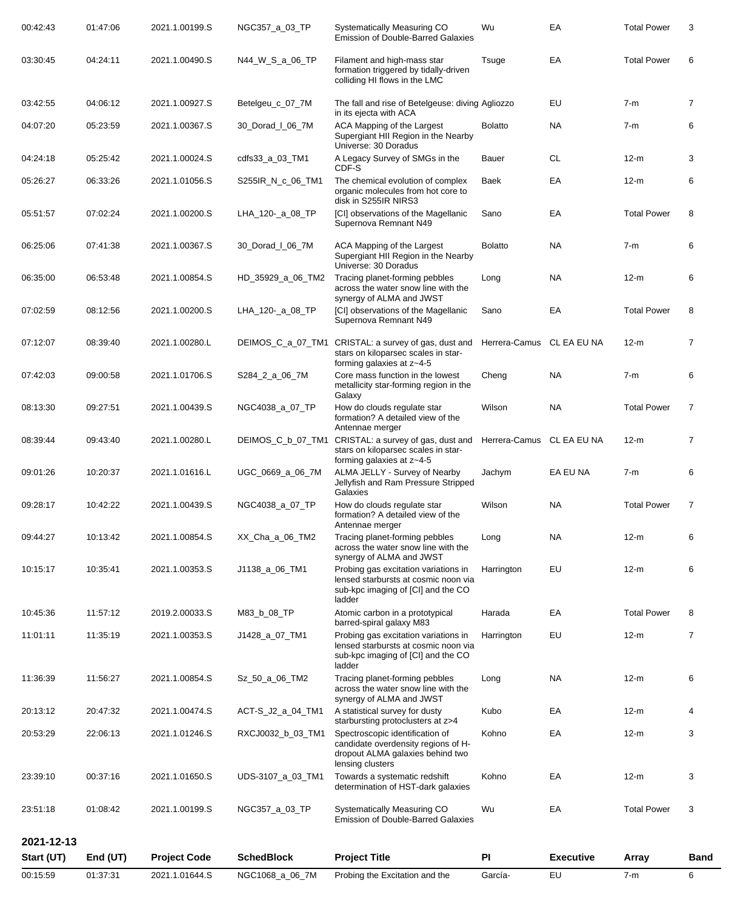| Start (UT) | End (UT) | Project Code | SchedBlock | Project Title | PI | Executive | Array | Band |
|---|---|---|---|---|---|---|---|---|
| 00:42:43 | 01:47:06 | 2021.1.00199.S | NGC357_a_03_TP | Systematically Measuring CO Emission of Double-Barred Galaxies | Wu | EA | Total Power | 3 |
| 03:30:45 | 04:24:11 | 2021.1.00490.S | N44_W_S_a_06_TP | Filament and high-mass star formation triggered by tidally-driven colliding HI flows in the LMC | Tsuge | EA | Total Power | 6 |
| 03:42:55 | 04:06:12 | 2021.1.00927.S | Betelgeu_c_07_7M | The fall and rise of Betelgeuse: diving in its ejecta with ACA | Agliozzo | EU | 7-m | 7 |
| 04:07:20 | 05:23:59 | 2021.1.00367.S | 30_Dorad_l_06_7M | ACA Mapping of the Largest Supergiant HII Region in the Nearby Universe: 30 Doradus | Bolatto | NA | 7-m | 6 |
| 04:24:18 | 05:25:42 | 2021.1.00024.S | cdfs33_a_03_TM1 | A Legacy Survey of SMGs in the CDF-S | Bauer | CL | 12-m | 3 |
| 05:26:27 | 06:33:26 | 2021.1.01056.S | S255IR_N_c_06_TM1 | The chemical evolution of complex organic molecules from hot core to disk in S255IR NIRS3 | Baek | EA | 12-m | 6 |
| 05:51:57 | 07:02:24 | 2021.1.00200.S | LHA_120-_a_08_TP | [CI] observations of the Magellanic Supernova Remnant N49 | Sano | EA | Total Power | 8 |
| 06:25:06 | 07:41:38 | 2021.1.00367.S | 30_Dorad_l_06_7M | ACA Mapping of the Largest Supergiant HII Region in the Nearby Universe: 30 Doradus | Bolatto | NA | 7-m | 6 |
| 06:35:00 | 06:53:48 | 2021.1.00854.S | HD_35929_a_06_TM2 | Tracing planet-forming pebbles across the water snow line with the synergy of ALMA and JWST | Long | NA | 12-m | 6 |
| 07:02:59 | 08:12:56 | 2021.1.00200.S | LHA_120-_a_08_TP | [CI] observations of the Magellanic Supernova Remnant N49 | Sano | EA | Total Power | 8 |
| 07:12:07 | 08:39:40 | 2021.1.00280.L | DEIMOS_C_a_07_TM1 | CRISTAL: a survey of gas, dust and stars on kiloparsec scales in star-forming galaxies at z~4-5 | Herrera-Camus | CL EA EU NA | 12-m | 7 |
| 07:42:03 | 09:00:58 | 2021.1.01706.S | S284_2_a_06_7M | Core mass function in the lowest metallicity star-forming region in the Galaxy | Cheng | NA | 7-m | 6 |
| 08:13:30 | 09:27:51 | 2021.1.00439.S | NGC4038_a_07_TP | How do clouds regulate star formation? A detailed view of the Antennae merger | Wilson | NA | Total Power | 7 |
| 08:39:44 | 09:43:40 | 2021.1.00280.L | DEIMOS_C_b_07_TM1 | CRISTAL: a survey of gas, dust and stars on kiloparsec scales in star-forming galaxies at z~4-5 | Herrera-Camus | CL EA EU NA | 12-m | 7 |
| 09:01:26 | 10:20:37 | 2021.1.01616.L | UGC_0669_a_06_7M | ALMA JELLY - Survey of Nearby Jellyfish and Ram Pressure Stripped Galaxies | Jachym | EA EU NA | 7-m | 6 |
| 09:28:17 | 10:42:22 | 2021.1.00439.S | NGC4038_a_07_TP | How do clouds regulate star formation? A detailed view of the Antennae merger | Wilson | NA | Total Power | 7 |
| 09:44:27 | 10:13:42 | 2021.1.00854.S | XX_Cha_a_06_TM2 | Tracing planet-forming pebbles across the water snow line with the synergy of ALMA and JWST | Long | NA | 12-m | 6 |
| 10:15:17 | 10:35:41 | 2021.1.00353.S | J1138_a_06_TM1 | Probing gas excitation variations in lensed starbursts at cosmic noon via sub-kpc imaging of [CI] and the CO ladder | Harrington | EU | 12-m | 6 |
| 10:45:36 | 11:57:12 | 2019.2.00033.S | M83_b_08_TP | Atomic carbon in a prototypical barred-spiral galaxy M83 | Harada | EA | Total Power | 8 |
| 11:01:11 | 11:35:19 | 2021.1.00353.S | J1428_a_07_TM1 | Probing gas excitation variations in lensed starbursts at cosmic noon via sub-kpc imaging of [CI] and the CO ladder | Harrington | EU | 12-m | 7 |
| 11:36:39 | 11:56:27 | 2021.1.00854.S | Sz_50_a_06_TM2 | Tracing planet-forming pebbles across the water snow line with the synergy of ALMA and JWST | Long | NA | 12-m | 6 |
| 20:13:12 | 20:47:32 | 2021.1.00474.S | ACT-S_J2_a_04_TM1 | A statistical survey for dusty starbursting protoclusters at z>4 | Kubo | EA | 12-m | 4 |
| 20:53:29 | 22:06:13 | 2021.1.01246.S | RXCJ0032_b_03_TM1 | Spectroscopic identification of candidate overdensity regions of H-dropout ALMA galaxies behind two lensing clusters | Kohno | EA | 12-m | 3 |
| 23:39:10 | 00:37:16 | 2021.1.01650.S | UDS-3107_a_03_TM1 | Towards a systematic redshift determination of HST-dark galaxies | Kohno | EA | 12-m | 3 |
| 23:51:18 | 01:08:42 | 2021.1.00199.S | NGC357_a_03_TP | Systematically Measuring CO Emission of Double-Barred Galaxies | Wu | EA | Total Power | 3 |

## 2021-12-13

| Start (UT) | End (UT) | Project Code | SchedBlock | Project Title | PI | Executive | Array | Band |
|---|---|---|---|---|---|---|---|---|
| 00:15:59 | 01:37:31 | 2021.1.01644.S | NGC1068_a_06_7M | Probing the Excitation and the | García- | EU | 7-m | 6 |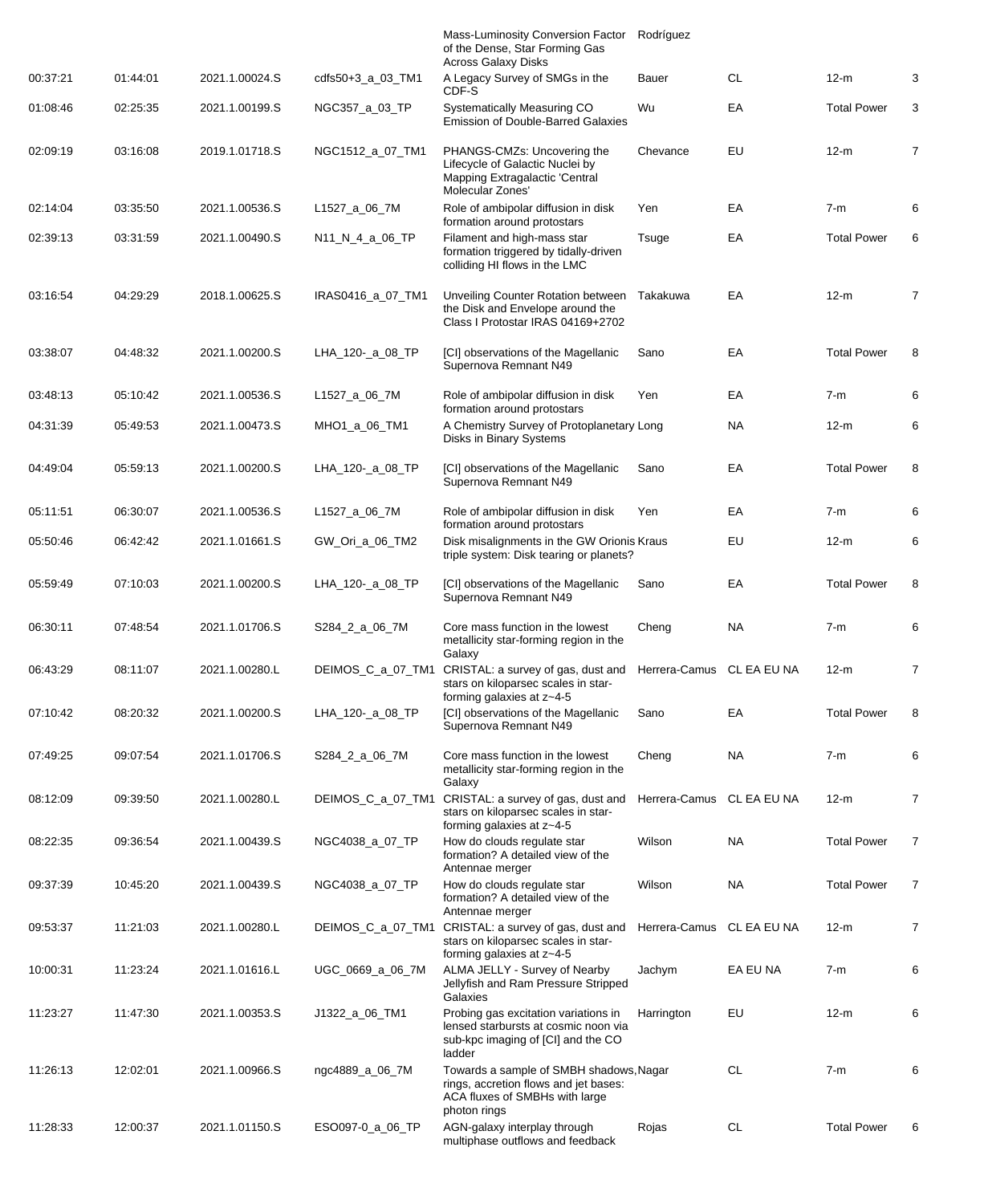| | | | | Mass-Luminosity Conversion Factor of the Dense, Star Forming Gas Across Galaxy Disks | Rodríguez | | | |
|---|---|---|---|---|---|---|---|---|
| 00:37:21 | 01:44:01 | 2021.1.00024.S | cdfs50+3_a_03_TM1 | A Legacy Survey of SMGs in the CDF-S | Bauer | CL | 12-m | 3 |
| 01:08:46 | 02:25:35 | 2021.1.00199.S | NGC357_a_03_TP | Systematically Measuring CO Emission of Double-Barred Galaxies | Wu | EA | Total Power | 3 |
| 02:09:19 | 03:16:08 | 2019.1.01718.S | NGC1512_a_07_TM1 | PHANGS-CMZs: Uncovering the Lifecycle of Galactic Nuclei by Mapping Extragalactic 'Central Molecular Zones' | Chevance | EU | 12-m | 7 |
| 02:14:04 | 03:35:50 | 2021.1.00536.S | L1527_a_06_7M | Role of ambipolar diffusion in disk formation around protostars | Yen | EA | 7-m | 6 |
| 02:39:13 | 03:31:59 | 2021.1.00490.S | N11_N_4_a_06_TP | Filament and high-mass star formation triggered by tidally-driven colliding HI flows in the LMC | Tsuge | EA | Total Power | 6 |
| 03:16:54 | 04:29:29 | 2018.1.00625.S | IRAS0416_a_07_TM1 | Unveiling Counter Rotation between the Disk and Envelope around the Class I Protostar IRAS 04169+2702 | Takakuwa | EA | 12-m | 7 |
| 03:38:07 | 04:48:32 | 2021.1.00200.S | LHA_120-_a_08_TP | [CI] observations of the Magellanic Supernova Remnant N49 | Sano | EA | Total Power | 8 |
| 03:48:13 | 05:10:42 | 2021.1.00536.S | L1527_a_06_7M | Role of ambipolar diffusion in disk formation around protostars | Yen | EA | 7-m | 6 |
| 04:31:39 | 05:49:53 | 2021.1.00473.S | MHO1_a_06_TM1 | A Chemistry Survey of Protoplanetary Disks in Binary Systems | Long | NA | 12-m | 6 |
| 04:49:04 | 05:59:13 | 2021.1.00200.S | LHA_120-_a_08_TP | [CI] observations of the Magellanic Supernova Remnant N49 | Sano | EA | Total Power | 8 |
| 05:11:51 | 06:30:07 | 2021.1.00536.S | L1527_a_06_7M | Role of ambipolar diffusion in disk formation around protostars | Yen | EA | 7-m | 6 |
| 05:50:46 | 06:42:42 | 2021.1.01661.S | GW_Ori_a_06_TM2 | Disk misalignments in the GW Orionis triple system: Disk tearing or planets? | Kraus | EU | 12-m | 6 |
| 05:59:49 | 07:10:03 | 2021.1.00200.S | LHA_120-_a_08_TP | [CI] observations of the Magellanic Supernova Remnant N49 | Sano | EA | Total Power | 8 |
| 06:30:11 | 07:48:54 | 2021.1.01706.S | S284_2_a_06_7M | Core mass function in the lowest metallicity star-forming region in the Galaxy | Cheng | NA | 7-m | 6 |
| 06:43:29 | 08:11:07 | 2021.1.00280.L | DEIMOS_C_a_07_TM1 | CRISTAL: a survey of gas, dust and stars on kiloparsec scales in star-forming galaxies at z~4-5 | Herrera-Camus | CL EA EU NA | 12-m | 7 |
| 07:10:42 | 08:20:32 | 2021.1.00200.S | LHA_120-_a_08_TP | [CI] observations of the Magellanic Supernova Remnant N49 | Sano | EA | Total Power | 8 |
| 07:49:25 | 09:07:54 | 2021.1.01706.S | S284_2_a_06_7M | Core mass function in the lowest metallicity star-forming region in the Galaxy | Cheng | NA | 7-m | 6 |
| 08:12:09 | 09:39:50 | 2021.1.00280.L | DEIMOS_C_a_07_TM1 | CRISTAL: a survey of gas, dust and stars on kiloparsec scales in star-forming galaxies at z~4-5 | Herrera-Camus | CL EA EU NA | 12-m | 7 |
| 08:22:35 | 09:36:54 | 2021.1.00439.S | NGC4038_a_07_TP | How do clouds regulate star formation? A detailed view of the Antennae merger | Wilson | NA | Total Power | 7 |
| 09:37:39 | 10:45:20 | 2021.1.00439.S | NGC4038_a_07_TP | How do clouds regulate star formation? A detailed view of the Antennae merger | Wilson | NA | Total Power | 7 |
| 09:53:37 | 11:21:03 | 2021.1.00280.L | DEIMOS_C_a_07_TM1 | CRISTAL: a survey of gas, dust and stars on kiloparsec scales in star-forming galaxies at z~4-5 | Herrera-Camus | CL EA EU NA | 12-m | 7 |
| 10:00:31 | 11:23:24 | 2021.1.01616.L | UGC_0669_a_06_7M | ALMA JELLY - Survey of Nearby Jellyfish and Ram Pressure Stripped Galaxies | Jachym | EA EU NA | 7-m | 6 |
| 11:23:27 | 11:47:30 | 2021.1.00353.S | J1322_a_06_TM1 | Probing gas excitation variations in lensed starbursts at cosmic noon via sub-kpc imaging of [CI] and the CO ladder | Harrington | EU | 12-m | 6 |
| 11:26:13 | 12:02:01 | 2021.1.00966.S | ngc4889_a_06_7M | Towards a sample of SMBH shadows, rings, accretion flows and jet bases: ACA fluxes of SMBHs with large photon rings | Nagar | CL | 7-m | 6 |
| 11:28:33 | 12:00:37 | 2021.1.01150.S | ESO097-0_a_06_TP | AGN-galaxy interplay through multiphase outflows and feedback | Rojas | CL | Total Power | 6 |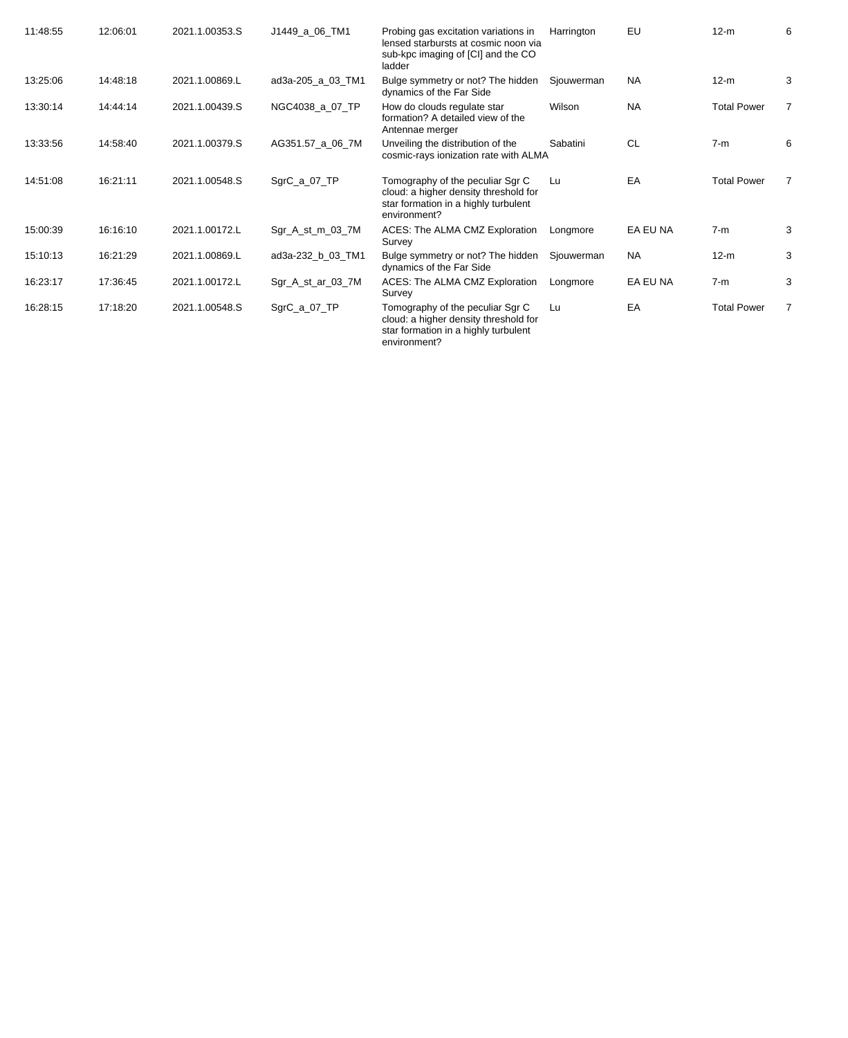| | | | | | | | | |
|---|---|---|---|---|---|---|---|---|
| 11:48:55 | 12:06:01 | 2021.1.00353.S | J1449_a_06_TM1 | Probing gas excitation variations in lensed starbursts at cosmic noon via sub-kpc imaging of [CI] and the CO ladder | Harrington | EU | 12-m | 6 |
| 13:25:06 | 14:48:18 | 2021.1.00869.L | ad3a-205_a_03_TM1 | Bulge symmetry or not? The hidden dynamics of the Far Side | Sjouwerman | NA | 12-m | 3 |
| 13:30:14 | 14:44:14 | 2021.1.00439.S | NGC4038_a_07_TP | How do clouds regulate star formation? A detailed view of the Antennae merger | Wilson | NA | Total Power | 7 |
| 13:33:56 | 14:58:40 | 2021.1.00379.S | AG351.57_a_06_7M | Unveiling the distribution of the cosmic-rays ionization rate with ALMA | Sabatini | CL | 7-m | 6 |
| 14:51:08 | 16:21:11 | 2021.1.00548.S | SgrC_a_07_TP | Tomography of the peculiar Sgr C cloud: a higher density threshold for star formation in a highly turbulent environment? | Lu | EA | Total Power | 7 |
| 15:00:39 | 16:16:10 | 2021.1.00172.L | Sgr_A_st_m_03_7M | ACES: The ALMA CMZ Exploration Survey | Longmore | EA EU NA | 7-m | 3 |
| 15:10:13 | 16:21:29 | 2021.1.00869.L | ad3a-232_b_03_TM1 | Bulge symmetry or not? The hidden dynamics of the Far Side | Sjouwerman | NA | 12-m | 3 |
| 16:23:17 | 17:36:45 | 2021.1.00172.L | Sgr_A_st_ar_03_7M | ACES: The ALMA CMZ Exploration Survey | Longmore | EA EU NA | 7-m | 3 |
| 16:28:15 | 17:18:20 | 2021.1.00548.S | SgrC_a_07_TP | Tomography of the peculiar Sgr C cloud: a higher density threshold for star formation in a highly turbulent environment? | Lu | EA | Total Power | 7 |